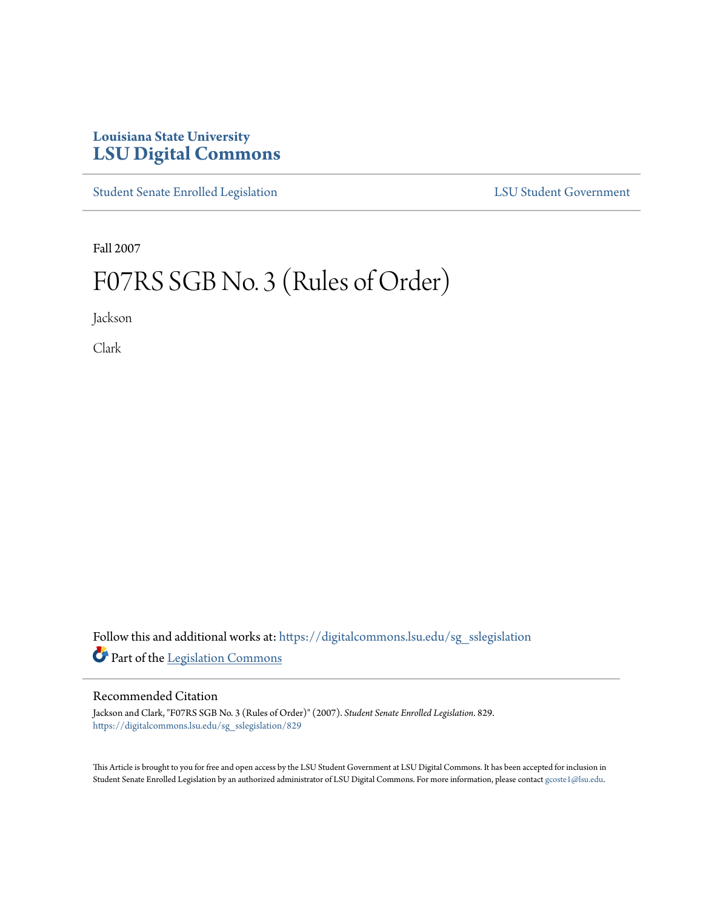Louisiana State University
# LSU Digital Commons

Student Senate Enrolled Legislation | LSU Student Government

Fall 2007

# F07RS SGB No. 3 (Rules of Order)

Jackson

Clark

Follow this and additional works at: https://digitalcommons.lsu.edu/sg_sslegislation

Part of the Legislation Commons

## Recommended Citation

Jackson and Clark, "F07RS SGB No. 3 (Rules of Order)" (2007). *Student Senate Enrolled Legislation*. 829.
https://digitalcommons.lsu.edu/sg_sslegislation/829

This Article is brought to you for free and open access by the LSU Student Government at LSU Digital Commons. It has been accepted for inclusion in Student Senate Enrolled Legislation by an authorized administrator of LSU Digital Commons. For more information, please contact gcoste1@lsu.edu.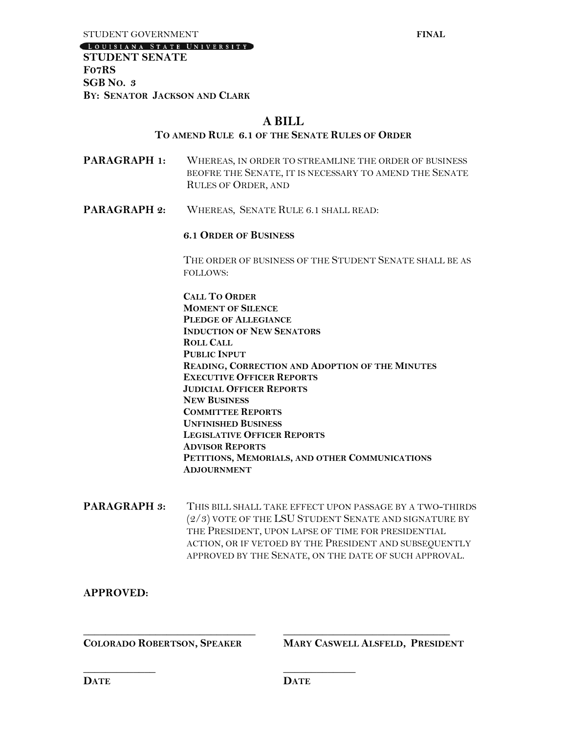STUDENT GOVERNMENT **FINAL**

LOUISIANA STATE UNIVERSITY

**STUDENT SENATE**
**F07RS**
**SGB NO. 3**
**BY: SENATOR JACKSON AND CLARK**

# A BILL

## TO AMEND RULE 6.1 OF THE SENATE RULES OF ORDER

**PARAGRAPH 1:** WHEREAS, IN ORDER TO STREAMLINE THE ORDER OF BUSINESS BEOFRE THE SENATE, IT IS NECESSARY TO AMEND THE SENATE RULES OF ORDER, AND

**PARAGRAPH 2:** WHEREAS, SENATE RULE 6.1 SHALL READ:

**6.1 ORDER OF BUSINESS**

THE ORDER OF BUSINESS OF THE STUDENT SENATE SHALL BE AS FOLLOWS:

**CALL TO ORDER**
**MOMENT OF SILENCE**
**PLEDGE OF ALLEGIANCE**
**INDUCTION OF NEW SENATORS**
**ROLL CALL**
**PUBLIC INPUT**
**READING, CORRECTION AND ADOPTION OF THE MINUTES**
**EXECUTIVE OFFICER REPORTS**
**JUDICIAL OFFICER REPORTS**
**NEW BUSINESS**
**COMMITTEE REPORTS**
**UNFINISHED BUSINESS**
**LEGISLATIVE OFFICER REPORTS**
**ADVISOR REPORTS**
**PETITIONS, MEMORIALS, AND OTHER COMMUNICATIONS**
**ADJOURNMENT**

**PARAGRAPH 3:** THIS BILL SHALL TAKE EFFECT UPON PASSAGE BY A TWO-THIRDS (2/3) VOTE OF THE LSU STUDENT SENATE AND SIGNATURE BY THE PRESIDENT, UPON LAPSE OF TIME FOR PRESIDENTIAL ACTION, OR IF VETOED BY THE PRESIDENT AND SUBSEQUENTLY APPROVED BY THE SENATE, ON THE DATE OF SUCH APPROVAL.

**APPROVED:**

\_\_\_\_\_\_\_\_\_\_\_\_\_\_\_\_\_\_\_\_\_\_\_\_\_\_\_\_\_\_
**COLORADO ROBERTSON, SPEAKER**

\_\_\_\_\_\_\_\_\_\_\_\_\_\_\_\_\_\_\_\_\_\_\_\_\_\_\_\_\_\_
**MARY CASWELL ALSFELD, PRESIDENT**

\_\_\_\_\_\_\_\_\_\_\_\_
**DATE**

\_\_\_\_\_\_\_\_\_\_\_\_
**DATE**